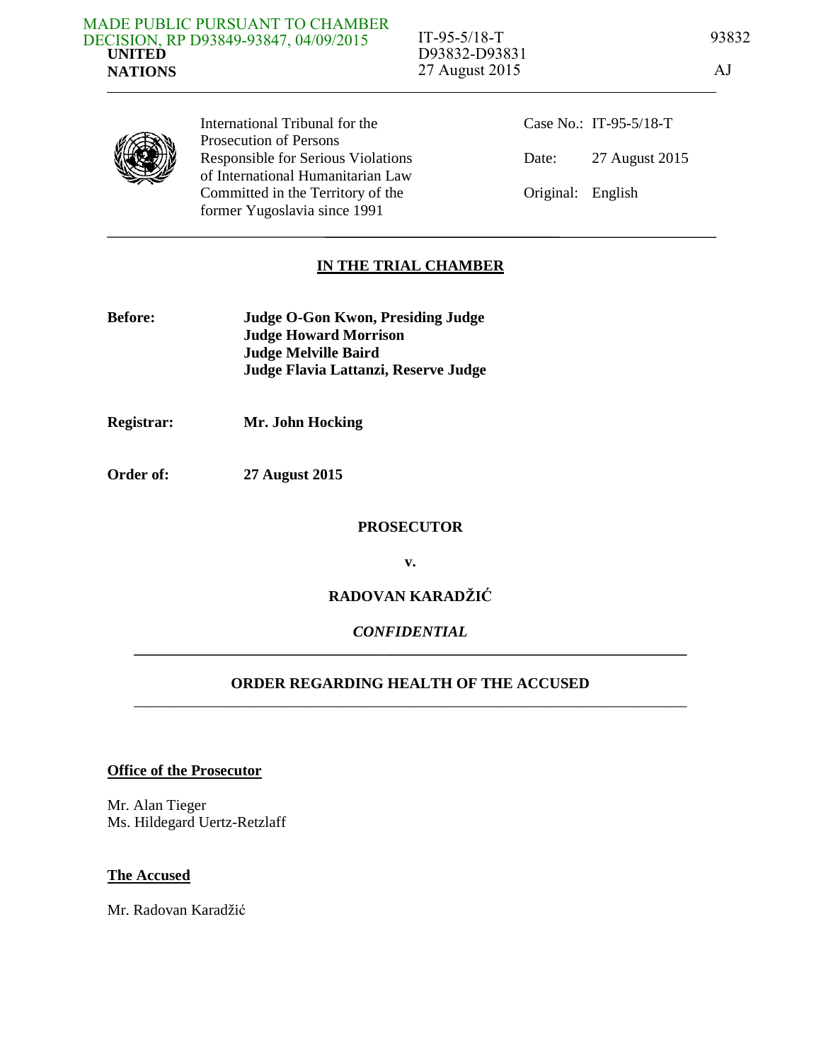MADE PUBLIC PURSUANT TO CHAMBER DECISION, RP D93849-93847, 04/09/2015

**UNITED NATIONS**

IT-95-5/18-T
D93832-D93831
27 August 2015

93832

AJ

International Tribunal for the Prosecution of Persons Responsible for Serious Violations of International Humanitarian Law Committed in the Territory of the former Yugoslavia since 1991

Case No.: IT-95-5/18-T

Date: 27 August 2015

Original: English

## IN THE TRIAL CHAMBER

**Before:** **Judge O-Gon Kwon, Presiding Judge**
**Judge Howard Morrison**
**Judge Melville Baird**
**Judge Flavia Lattanzi, Reserve Judge**

**Registrar:** **Mr. John Hocking**

**Order of:** **27 August 2015**

**PROSECUTOR**

**v.**

**RADOVAN KARADŽIĆ**

***CONFIDENTIAL***

## ORDER REGARDING HEALTH OF THE ACCUSED

**Office of the Prosecutor**

Mr. Alan Tieger
Ms. Hildegard Uertz-Retzlaff

**The Accused**

Mr. Radovan Karadžić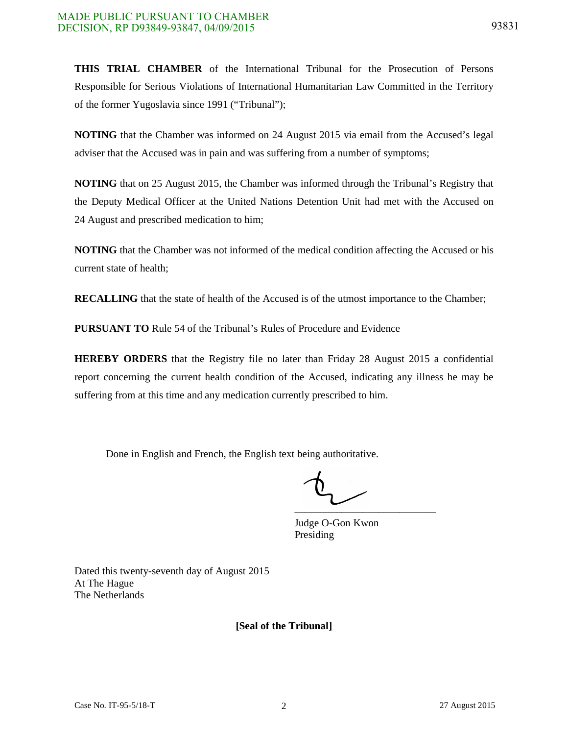**THIS TRIAL CHAMBER** of the International Tribunal for the Prosecution of Persons Responsible for Serious Violations of International Humanitarian Law Committed in the Territory of the former Yugoslavia since 1991 ("Tribunal");

**NOTING** that the Chamber was informed on 24 August 2015 via email from the Accused's legal adviser that the Accused was in pain and was suffering from a number of symptoms;

**NOTING** that on 25 August 2015, the Chamber was informed through the Tribunal's Registry that the Deputy Medical Officer at the United Nations Detention Unit had met with the Accused on 24 August and prescribed medication to him;

**NOTING** that the Chamber was not informed of the medical condition affecting the Accused or his current state of health;

**RECALLING** that the state of health of the Accused is of the utmost importance to the Chamber;

**PURSUANT TO** Rule 54 of the Tribunal's Rules of Procedure and Evidence

**HEREBY ORDERS** that the Registry file no later than Friday 28 August 2015 a confidential report concerning the current health condition of the Accused, indicating any illness he may be suffering from at this time and any medication currently prescribed to him.

Done in English and French, the English text being authoritative.

Judge O-Gon Kwon
Presiding

Dated this twenty-seventh day of August 2015
At The Hague
The Netherlands

**[Seal of the Tribunal]**